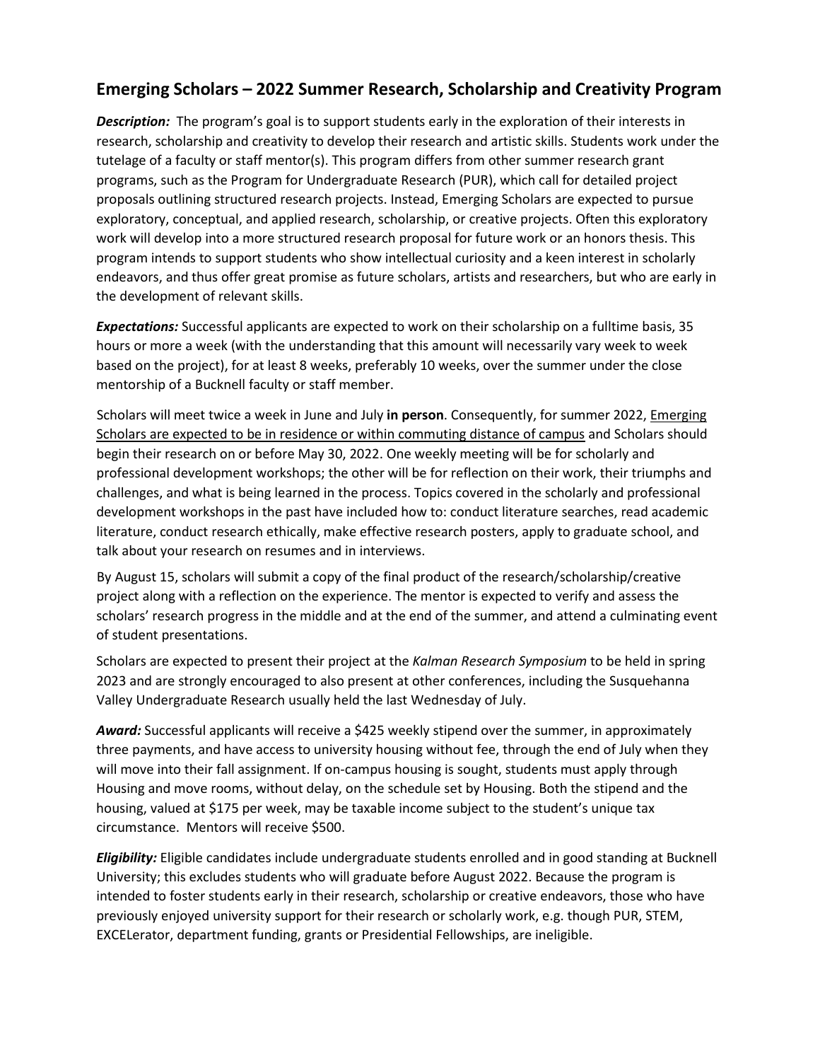## Emerging Scholars – 2022 Summer Research, Scholarship and Creativity Program

***Description:*** The program's goal is to support students early in the exploration of their interests in research, scholarship and creativity to develop their research and artistic skills. Students work under the tutelage of a faculty or staff mentor(s). This program differs from other summer research grant programs, such as the Program for Undergraduate Research (PUR), which call for detailed project proposals outlining structured research projects. Instead, Emerging Scholars are expected to pursue exploratory, conceptual, and applied research, scholarship, or creative projects. Often this exploratory work will develop into a more structured research proposal for future work or an honors thesis. This program intends to support students who show intellectual curiosity and a keen interest in scholarly endeavors, and thus offer great promise as future scholars, artists and researchers, but who are early in the development of relevant skills.

***Expectations:*** Successful applicants are expected to work on their scholarship on a fulltime basis, 35 hours or more a week (with the understanding that this amount will necessarily vary week to week based on the project), for at least 8 weeks, preferably 10 weeks, over the summer under the close mentorship of a Bucknell faculty or staff member.

Scholars will meet twice a week in June and July **in person**. Consequently, for summer 2022, <u>Emerging Scholars are expected to be in residence or within commuting distance of campus</u> and Scholars should begin their research on or before May 30, 2022. One weekly meeting will be for scholarly and professional development workshops; the other will be for reflection on their work, their triumphs and challenges, and what is being learned in the process. Topics covered in the scholarly and professional development workshops in the past have included how to: conduct literature searches, read academic literature, conduct research ethically, make effective research posters, apply to graduate school, and talk about your research on resumes and in interviews.

By August 15, scholars will submit a copy of the final product of the research/scholarship/creative project along with a reflection on the experience. The mentor is expected to verify and assess the scholars' research progress in the middle and at the end of the summer, and attend a culminating event of student presentations.

Scholars are expected to present their project at the *Kalman Research Symposium* to be held in spring 2023 and are strongly encouraged to also present at other conferences, including the Susquehanna Valley Undergraduate Research usually held the last Wednesday of July.

***Award:*** Successful applicants will receive a $425 weekly stipend over the summer, in approximately three payments, and have access to university housing without fee, through the end of July when they will move into their fall assignment. If on-campus housing is sought, students must apply through Housing and move rooms, without delay, on the schedule set by Housing. Both the stipend and the housing, valued at $175 per week, may be taxable income subject to the student's unique tax circumstance. Mentors will receive $500.

***Eligibility:*** Eligible candidates include undergraduate students enrolled and in good standing at Bucknell University; this excludes students who will graduate before August 2022. Because the program is intended to foster students early in their research, scholarship or creative endeavors, those who have previously enjoyed university support for their research or scholarly work, e.g. though PUR, STEM, EXCELerator, department funding, grants or Presidential Fellowships, are ineligible.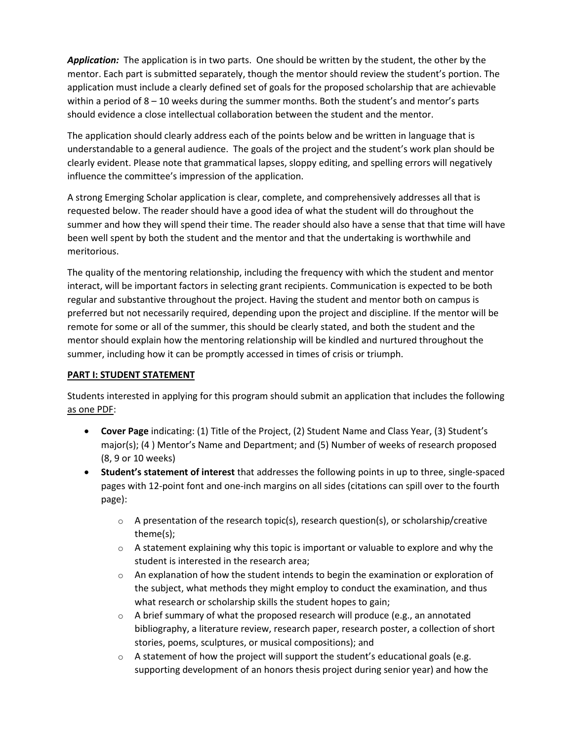***Application:*** The application is in two parts. One should be written by the student, the other by the mentor. Each part is submitted separately, though the mentor should review the student's portion. The application must include a clearly defined set of goals for the proposed scholarship that are achievable within a period of 8 – 10 weeks during the summer months. Both the student's and mentor's parts should evidence a close intellectual collaboration between the student and the mentor.

The application should clearly address each of the points below and be written in language that is understandable to a general audience. The goals of the project and the student's work plan should be clearly evident. Please note that grammatical lapses, sloppy editing, and spelling errors will negatively influence the committee's impression of the application.

A strong Emerging Scholar application is clear, complete, and comprehensively addresses all that is requested below. The reader should have a good idea of what the student will do throughout the summer and how they will spend their time. The reader should also have a sense that that time will have been well spent by both the student and the mentor and that the undertaking is worthwhile and meritorious.

The quality of the mentoring relationship, including the frequency with which the student and mentor interact, will be important factors in selecting grant recipients. Communication is expected to be both regular and substantive throughout the project. Having the student and mentor both on campus is preferred but not necessarily required, depending upon the project and discipline. If the mentor will be remote for some or all of the summer, this should be clearly stated, and both the student and the mentor should explain how the mentoring relationship will be kindled and nurtured throughout the summer, including how it can be promptly accessed in times of crisis or triumph.

**PART I: STUDENT STATEMENT**

Students interested in applying for this program should submit an application that includes the following as one PDF:

- **Cover Page** indicating: (1) Title of the Project, (2) Student Name and Class Year, (3) Student's major(s); (4 ) Mentor's Name and Department; and (5) Number of weeks of research proposed (8, 9 or 10 weeks)
- **Student's statement of interest** that addresses the following points in up to three, single-spaced pages with 12-point font and one-inch margins on all sides (citations can spill over to the fourth page):
    - A presentation of the research topic(s), research question(s), or scholarship/creative theme(s);
    - A statement explaining why this topic is important or valuable to explore and why the student is interested in the research area;
    - An explanation of how the student intends to begin the examination or exploration of the subject, what methods they might employ to conduct the examination, and thus what research or scholarship skills the student hopes to gain;
    - A brief summary of what the proposed research will produce (e.g., an annotated bibliography, a literature review, research paper, research poster, a collection of short stories, poems, sculptures, or musical compositions); and
    - A statement of how the project will support the student's educational goals (e.g. supporting development of an honors thesis project during senior year) and how the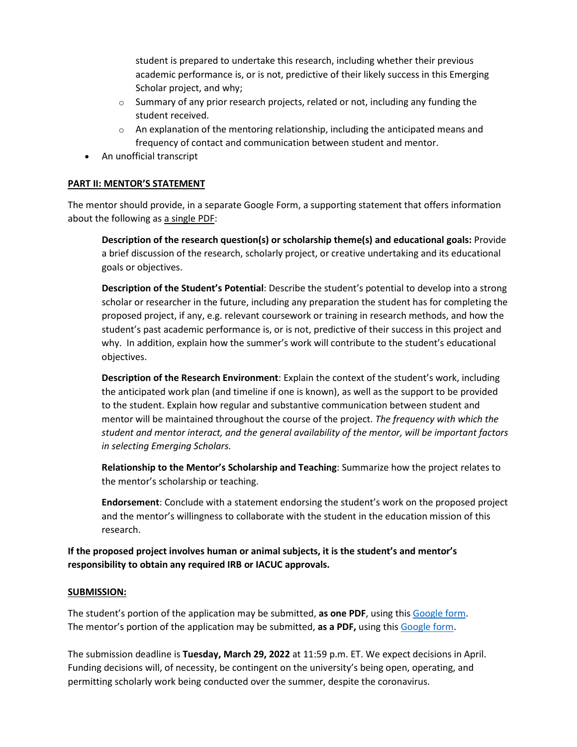student is prepared to undertake this research, including whether their previous academic performance is, or is not, predictive of their likely success in this Emerging Scholar project, and why;
  - Summary of any prior research projects, related or not, including any funding the student received.
  - An explanation of the mentoring relationship, including the anticipated means and frequency of contact and communication between student and mentor.
- An unofficial transcript

**PART II: MENTOR'S STATEMENT**

The mentor should provide, in a separate Google Form, a supporting statement that offers information about the following as a single PDF:

> **Description of the research question(s) or scholarship theme(s) and educational goals:** Provide a brief discussion of the research, scholarly project, or creative undertaking and its educational goals or objectives.
>
> **Description of the Student's Potential**: Describe the student's potential to develop into a strong scholar or researcher in the future, including any preparation the student has for completing the proposed project, if any, e.g. relevant coursework or training in research methods, and how the student's past academic performance is, or is not, predictive of their success in this project and why. In addition, explain how the summer's work will contribute to the student's educational objectives.
>
> **Description of the Research Environment**: Explain the context of the student's work, including the anticipated work plan (and timeline if one is known), as well as the support to be provided to the student. Explain how regular and substantive communication between student and mentor will be maintained throughout the course of the project. *The frequency with which the student and mentor interact, and the general availability of the mentor, will be important factors in selecting Emerging Scholars.*
>
> **Relationship to the Mentor's Scholarship and Teaching**: Summarize how the project relates to the mentor's scholarship or teaching.
>
> **Endorsement**: Conclude with a statement endorsing the student's work on the proposed project and the mentor's willingness to collaborate with the student in the education mission of this research.

**If the proposed project involves human or animal subjects, it is the student's and mentor's responsibility to obtain any required IRB or IACUC approvals.**

**SUBMISSION:**

The student's portion of the application may be submitted, **as one PDF**, using this Google form.
The mentor's portion of the application may be submitted, **as a PDF,** using this Google form.

The submission deadline is **Tuesday, March 29, 2022** at 11:59 p.m. ET. We expect decisions in April. Funding decisions will, of necessity, be contingent on the university's being open, operating, and permitting scholarly work being conducted over the summer, despite the coronavirus.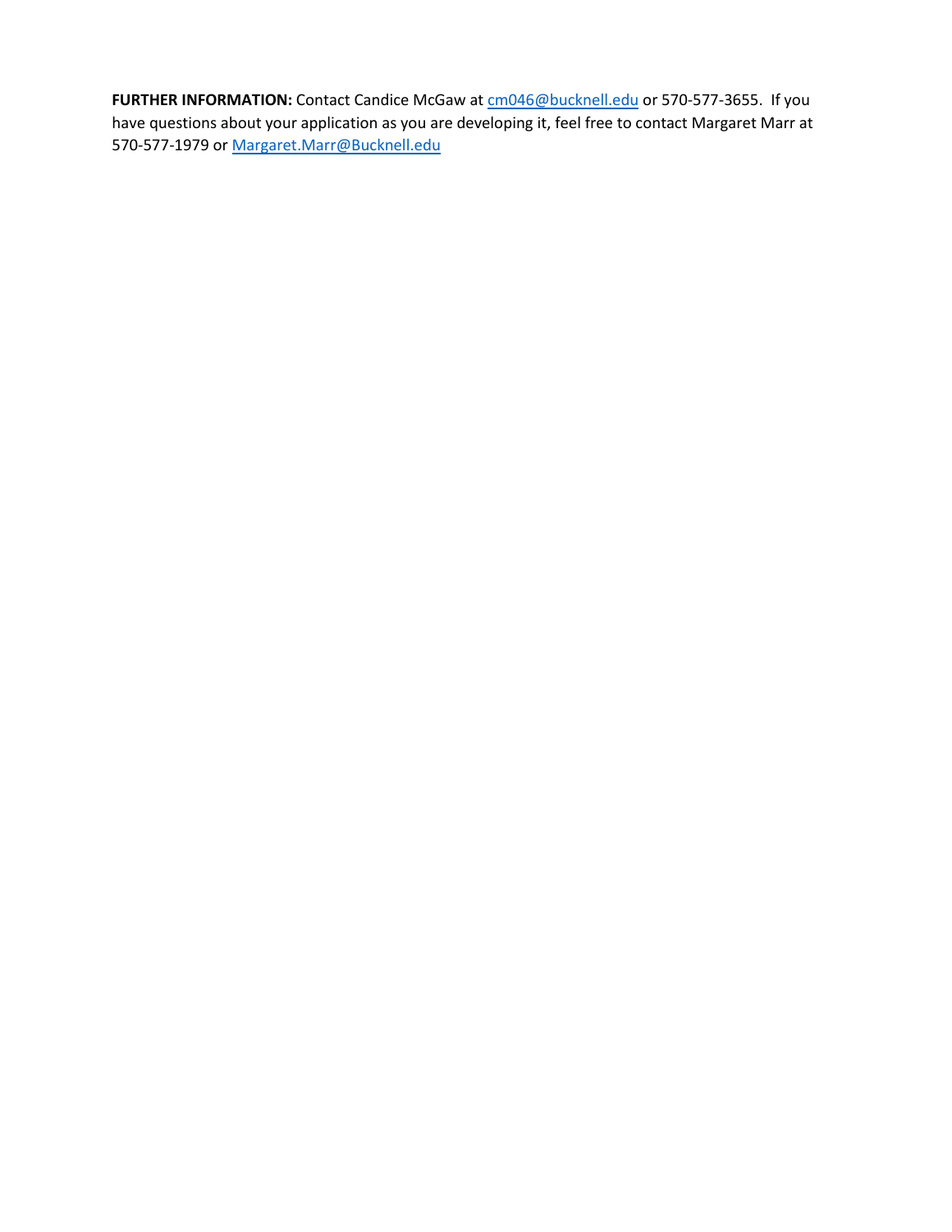**FURTHER INFORMATION:** Contact Candice McGaw at cm046@bucknell.edu or 570-577-3655. If you have questions about your application as you are developing it, feel free to contact Margaret Marr at 570-577-1979 or Margaret.Marr@Bucknell.edu